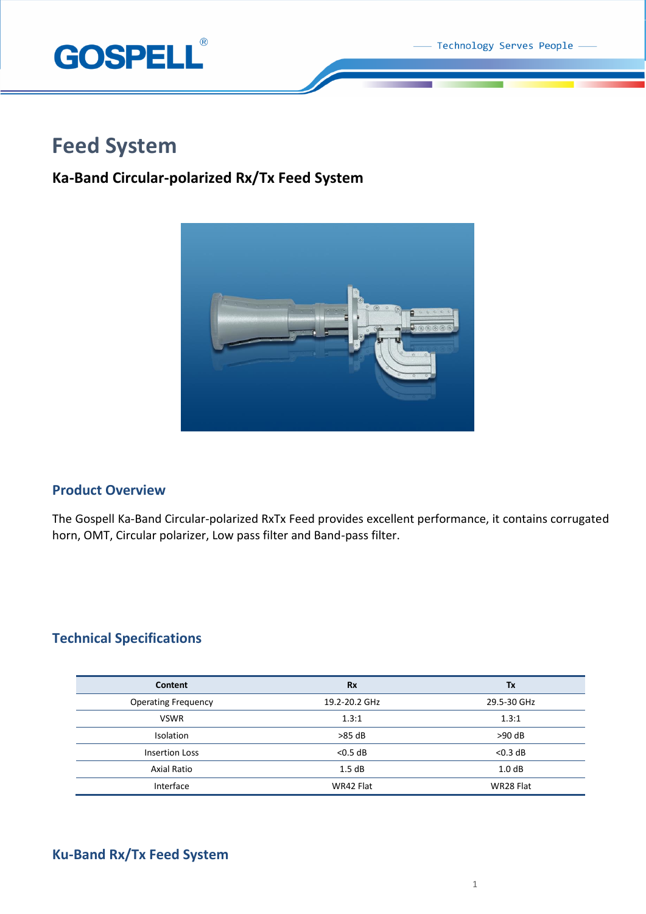# Feed System

## Ka-Band Circular-polarized Rx/Tx Feed System

### Product Overview

The Gospell Ka-Band Circular-polarized RxTx Feed provides excellent performance, it contains corrugated horn, OMT, Circular polarizer, Low pass filter and Band-pass filter.

### Technical Specifications

| Content | Rx | Tx |
|---|---|---|
| Operating Frequency | 19.2-20.2 GHz | 29.5-30 GHz |
| VSWR | 1.3:1 | 1.3:1 |
| Isolation | >85 dB | >90 dB |
| Insertion Loss | <0.5 dB | <0.3 dB |
| Axial Ratio | 1.5 dB | 1.0 dB |
| Interface | WR42 Flat | WR28 Flat |

## Ku-Band Rx/Tx Feed System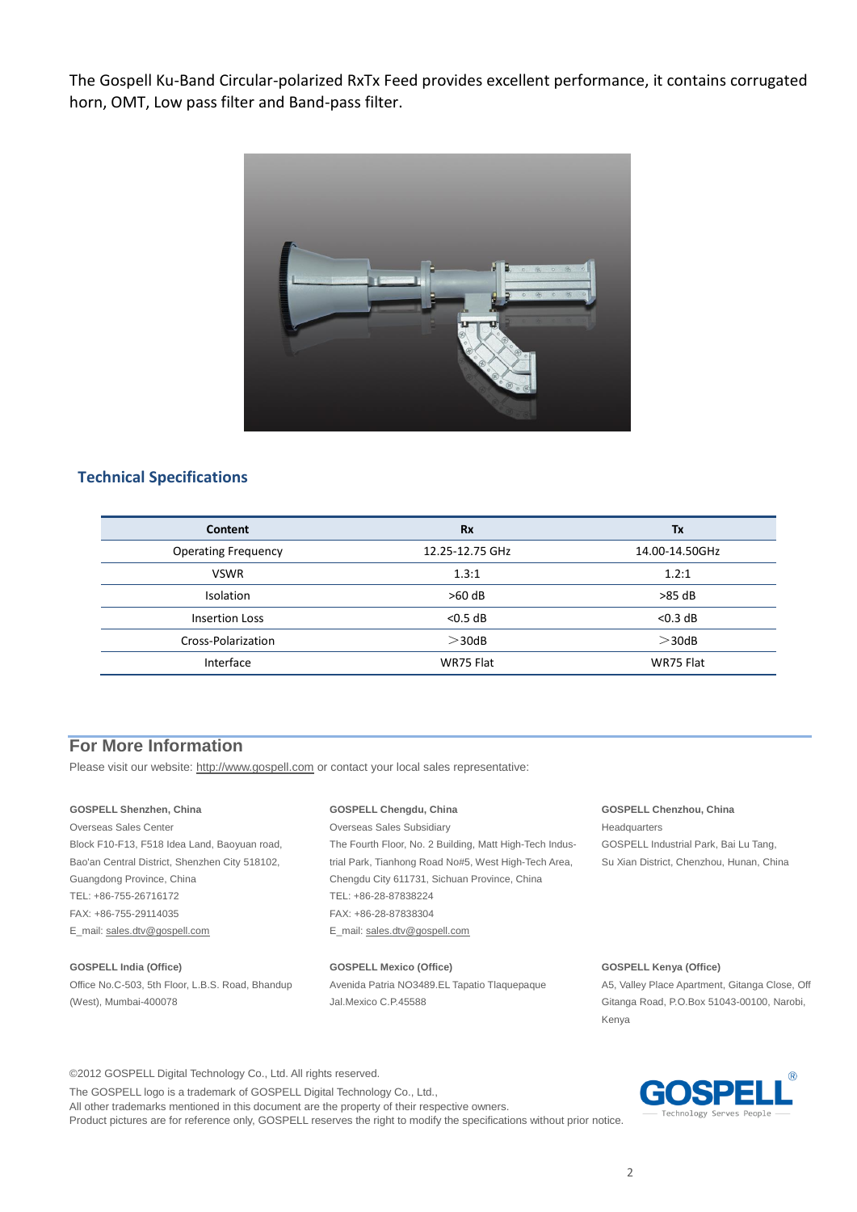The Gospell Ku-Band Circular-polarized RxTx Feed provides excellent performance, it contains corrugated horn, OMT, Low pass filter and Band-pass filter.

## Technical Specifications

| Content | Rx | Tx |
|---|---|---|
| Operating Frequency | 12.25-12.75 GHz | 14.00-14.50GHz |
| VSWR | 1.3:1 | 1.2:1 |
| Isolation | >60 dB | >85 dB |
| Insertion Loss | <0.5 dB | <0.3 dB |
| Cross-Polarization | ＞30dB | ＞30dB |
| Interface | WR75 Flat | WR75 Flat |

## For More Information

Please visit our website: http://www.gospell.com or contact your local sales representative:

**GOSPELL Shenzhen, China**
Overseas Sales Center
Block F10-F13, F518 Idea Land, Baoyuan road, Bao'an Central District, Shenzhen City 518102, Guangdong Province, China
TEL: +86-755-26716172
FAX: +86-755-29114035
E_mail: sales.dtv@gospell.com

**GOSPELL Chengdu, China**
Overseas Sales Subsidiary
The Fourth Floor, No. 2 Building, Matt High-Tech Industrial Park, Tianhong Road No#5, West High-Tech Area, Chengdu City 611731, Sichuan Province, China
TEL: +86-28-87838224
FAX: +86-28-87838304
E_mail: sales.dtv@gospell.com

**GOSPELL Chenzhou, China**
Headquarters
GOSPELL Industrial Park, Bai Lu Tang, Su Xian District, Chenzhou, Hunan, China

**GOSPELL India (Office)**
Office No.C-503, 5th Floor, L.B.S. Road, Bhandup (West), Mumbai-400078

**GOSPELL Mexico (Office)**
Avenida Patria NO3489.EL Tapatio Tlaquepaque Jal.Mexico C.P.45588

**GOSPELL Kenya (Office)**
A5, Valley Place Apartment, Gitanga Close, Off Gitanga Road, P.O.Box 51043-00100, Narobi, Kenya

©2012 GOSPELL Digital Technology Co., Ltd. All rights reserved.
The GOSPELL logo is a trademark of GOSPELL Digital Technology Co., Ltd.,
All other trademarks mentioned in this document are the property of their respective owners.
Product pictures are for reference only, GOSPELL reserves the right to modify the specifications without prior notice.

GOSPELL®
Technology Serves People